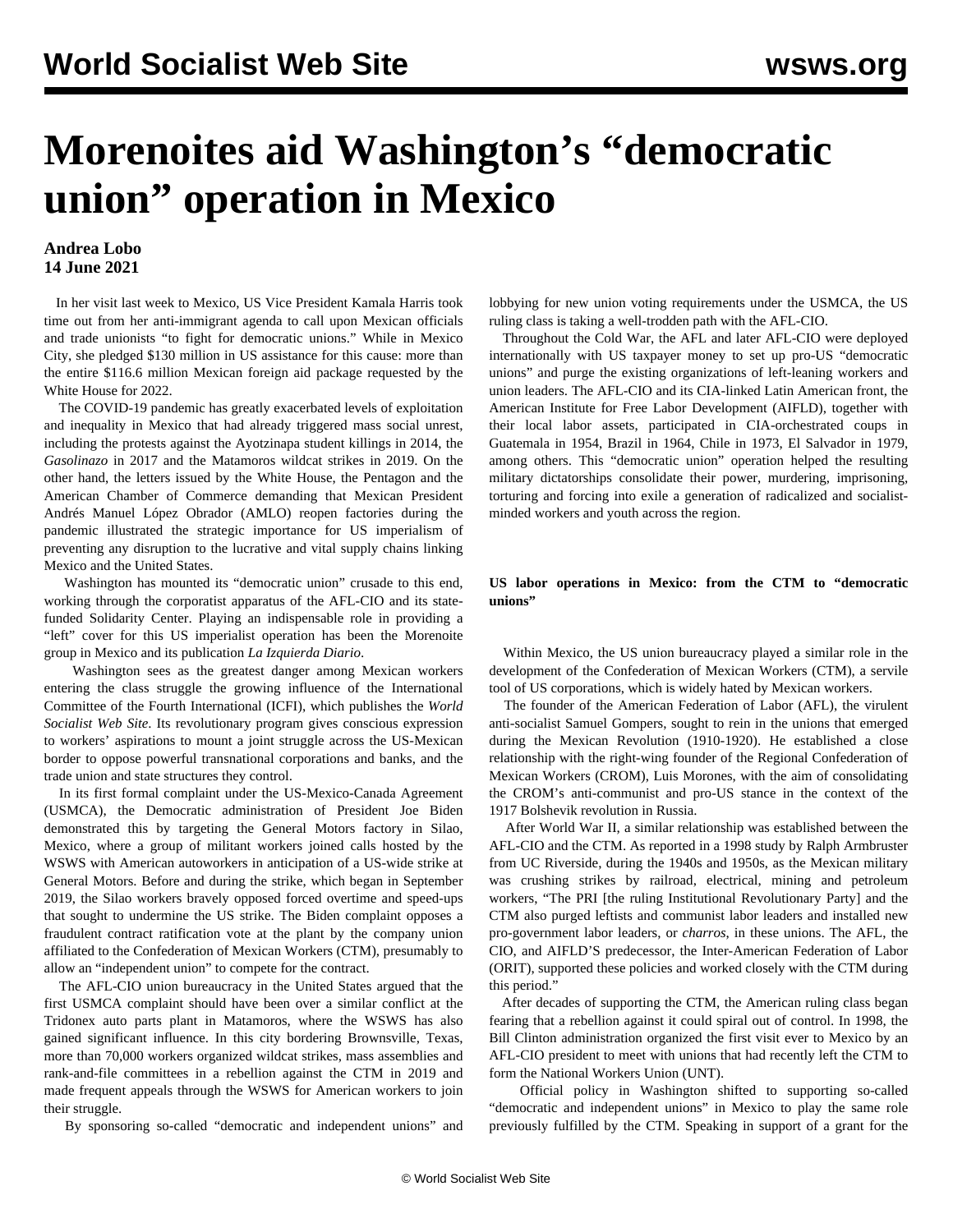# Morenoites aid Washington's "democratic union" operation in Mexico

**Andrea Lobo**
**14 June 2021**

In her visit last week to Mexico, US Vice President Kamala Harris took time out from her anti-immigrant agenda to call upon Mexican officials and trade unionists "to fight for democratic unions." While in Mexico City, she pledged $130 million in US assistance for this cause: more than the entire $116.6 million Mexican foreign aid package requested by the White House for 2022.

The COVID-19 pandemic has greatly exacerbated levels of exploitation and inequality in Mexico that had already triggered mass social unrest, including the protests against the Ayotzinapa student killings in 2014, the *Gasolinazo* in 2017 and the Matamoros wildcat strikes in 2019. On the other hand, the letters issued by the White House, the Pentagon and the American Chamber of Commerce demanding that Mexican President Andrés Manuel López Obrador (AMLO) reopen factories during the pandemic illustrated the strategic importance for US imperialism of preventing any disruption to the lucrative and vital supply chains linking Mexico and the United States.

Washington has mounted its "democratic union" crusade to this end, working through the corporatist apparatus of the AFL-CIO and its state-funded Solidarity Center. Playing an indispensable role in providing a "left" cover for this US imperialist operation has been the Morenoite group in Mexico and its publication *La Izquierda Diario*.

Washington sees as the greatest danger among Mexican workers entering the class struggle the growing influence of the International Committee of the Fourth International (ICFI), which publishes the *World Socialist Web Site*. Its revolutionary program gives conscious expression to workers' aspirations to mount a joint struggle across the US-Mexican border to oppose powerful transnational corporations and banks, and the trade union and state structures they control.

In its first formal complaint under the US-Mexico-Canada Agreement (USMCA), the Democratic administration of President Joe Biden demonstrated this by targeting the General Motors factory in Silao, Mexico, where a group of militant workers joined calls hosted by the WSWS with American autoworkers in anticipation of a US-wide strike at General Motors. Before and during the strike, which began in September 2019, the Silao workers bravely opposed forced overtime and speed-ups that sought to undermine the US strike. The Biden complaint opposes a fraudulent contract ratification vote at the plant by the company union affiliated to the Confederation of Mexican Workers (CTM), presumably to allow an "independent union" to compete for the contract.

The AFL-CIO union bureaucracy in the United States argued that the first USMCA complaint should have been over a similar conflict at the Tridonex auto parts plant in Matamoros, where the WSWS has also gained significant influence. In this city bordering Brownsville, Texas, more than 70,000 workers organized wildcat strikes, mass assemblies and rank-and-file committees in a rebellion against the CTM in 2019 and made frequent appeals through the WSWS for American workers to join their struggle.

By sponsoring so-called "democratic and independent unions" and lobbying for new union voting requirements under the USMCA, the US ruling class is taking a well-trodden path with the AFL-CIO.

Throughout the Cold War, the AFL and later AFL-CIO were deployed internationally with US taxpayer money to set up pro-US "democratic unions" and purge the existing organizations of left-leaning workers and union leaders. The AFL-CIO and its CIA-linked Latin American front, the American Institute for Free Labor Development (AIFLD), together with their local labor assets, participated in CIA-orchestrated coups in Guatemala in 1954, Brazil in 1964, Chile in 1973, El Salvador in 1979, among others. This "democratic union" operation helped the resulting military dictatorships consolidate their power, murdering, imprisoning, torturing and forcing into exile a generation of radicalized and socialist-minded workers and youth across the region.

### US labor operations in Mexico: from the CTM to "democratic unions"

Within Mexico, the US union bureaucracy played a similar role in the development of the Confederation of Mexican Workers (CTM), a servile tool of US corporations, which is widely hated by Mexican workers.

The founder of the American Federation of Labor (AFL), the virulent anti-socialist Samuel Gompers, sought to rein in the unions that emerged during the Mexican Revolution (1910-1920). He established a close relationship with the right-wing founder of the Regional Confederation of Mexican Workers (CROM), Luis Morones, with the aim of consolidating the CROM's anti-communist and pro-US stance in the context of the 1917 Bolshevik revolution in Russia.

After World War II, a similar relationship was established between the AFL-CIO and the CTM. As reported in a 1998 study by Ralph Armbruster from UC Riverside, during the 1940s and 1950s, as the Mexican military was crushing strikes by railroad, electrical, mining and petroleum workers, "The PRI [the ruling Institutional Revolutionary Party] and the CTM also purged leftists and communist labor leaders and installed new pro-government labor leaders, or *charros*, in these unions. The AFL, the CIO, and AIFLD'S predecessor, the Inter-American Federation of Labor (ORIT), supported these policies and worked closely with the CTM during this period."

After decades of supporting the CTM, the American ruling class began fearing that a rebellion against it could spiral out of control. In 1998, the Bill Clinton administration organized the first visit ever to Mexico by an AFL-CIO president to meet with unions that had recently left the CTM to form the National Workers Union (UNT).

Official policy in Washington shifted to supporting so-called "democratic and independent unions" in Mexico to play the same role previously fulfilled by the CTM. Speaking in support of a grant for the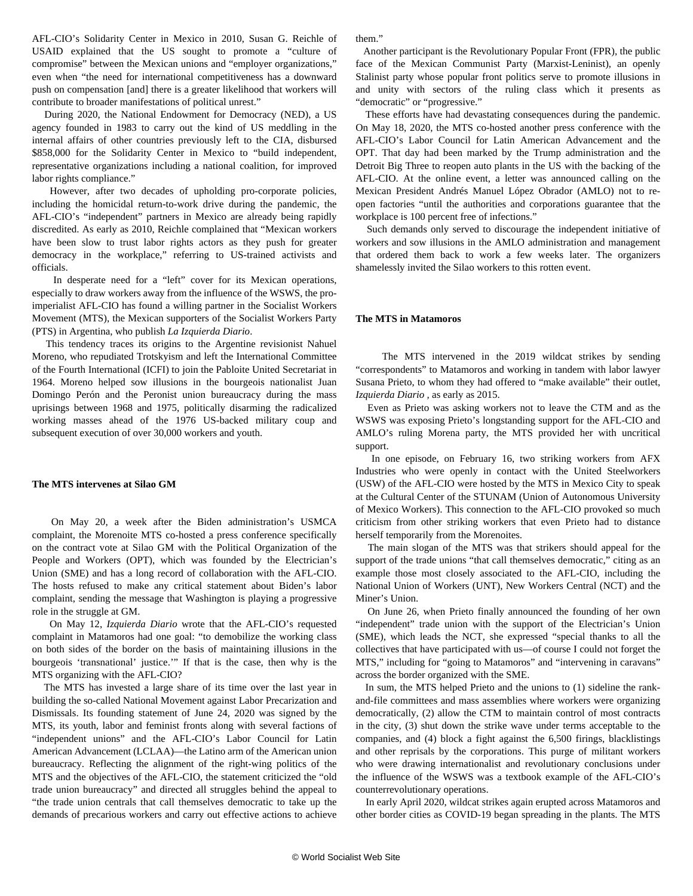AFL-CIO's Solidarity Center in Mexico in 2010, Susan G. Reichle of USAID explained that the US sought to promote a "culture of compromise" between the Mexican unions and "employer organizations," even when "the need for international competitiveness has a downward push on compensation [and] there is a greater likelihood that workers will contribute to broader manifestations of political unrest."

During 2020, the National Endowment for Democracy (NED), a US agency founded in 1983 to carry out the kind of US meddling in the internal affairs of other countries previously left to the CIA, disbursed $858,000 for the Solidarity Center in Mexico to "build independent, representative organizations including a national coalition, for improved labor rights compliance."

However, after two decades of upholding pro-corporate policies, including the homicidal return-to-work drive during the pandemic, the AFL-CIO's "independent" partners in Mexico are already being rapidly discredited. As early as 2010, Reichle complained that "Mexican workers have been slow to trust labor rights actors as they push for greater democracy in the workplace," referring to US-trained activists and officials.

In desperate need for a "left" cover for its Mexican operations, especially to draw workers away from the influence of the WSWS, the pro-imperialist AFL-CIO has found a willing partner in the Socialist Workers Movement (MTS), the Mexican supporters of the Socialist Workers Party (PTS) in Argentina, who publish *La Izquierda Diario*.

This tendency traces its origins to the Argentine revisionist Nahuel Moreno, who repudiated Trotskyism and left the International Committee of the Fourth International (ICFI) to join the Pabloite United Secretariat in 1964. Moreno helped sow illusions in the bourgeois nationalist Juan Domingo Perón and the Peronist union bureaucracy during the mass uprisings between 1968 and 1975, politically disarming the radicalized working masses ahead of the 1976 US-backed military coup and subsequent execution of over 30,000 workers and youth.

### The MTS intervenes at Silao GM

On May 20, a week after the Biden administration's USMCA complaint, the Morenoite MTS co-hosted a press conference specifically on the contract vote at Silao GM with the Political Organization of the People and Workers (OPT), which was founded by the Electrician's Union (SME) and has a long record of collaboration with the AFL-CIO. The hosts refused to make any critical statement about Biden's labor complaint, sending the message that Washington is playing a progressive role in the struggle at GM.

On May 12, *Izquierda Diario* wrote that the AFL-CIO's requested complaint in Matamoros had one goal: "to demobilize the working class on both sides of the border on the basis of maintaining illusions in the bourgeois 'transnational' justice.'" If that is the case, then why is the MTS organizing with the AFL-CIO?

The MTS has invested a large share of its time over the last year in building the so-called National Movement against Labor Precarization and Dismissals. Its founding statement of June 24, 2020 was signed by the MTS, its youth, labor and feminist fronts along with several factions of "independent unions" and the AFL-CIO's Labor Council for Latin American Advancement (LCLAA)—the Latino arm of the American union bureaucracy. Reflecting the alignment of the right-wing politics of the MTS and the objectives of the AFL-CIO, the statement criticized the "old trade union bureaucracy" and directed all struggles behind the appeal to "the trade union centrals that call themselves democratic to take up the demands of precarious workers and carry out effective actions to achieve them."

Another participant is the Revolutionary Popular Front (FPR), the public face of the Mexican Communist Party (Marxist-Leninist), an openly Stalinist party whose popular front politics serve to promote illusions in and unity with sectors of the ruling class which it presents as "democratic" or "progressive."

These efforts have had devastating consequences during the pandemic. On May 18, 2020, the MTS co-hosted another press conference with the AFL-CIO's Labor Council for Latin American Advancement and the OPT. That day had been marked by the Trump administration and the Detroit Big Three to reopen auto plants in the US with the backing of the AFL-CIO. At the online event, a letter was announced calling on the Mexican President Andrés Manuel López Obrador (AMLO) not to re-open factories "until the authorities and corporations guarantee that the workplace is 100 percent free of infections."

Such demands only served to discourage the independent initiative of workers and sow illusions in the AMLO administration and management that ordered them back to work a few weeks later. The organizers shamelessly invited the Silao workers to this rotten event.

### The MTS in Matamoros

The MTS intervened in the 2019 wildcat strikes by sending "correspondents" to Matamoros and working in tandem with labor lawyer Susana Prieto, to whom they had offered to "make available" their outlet, *Izquierda Diario* , as early as 2015.

Even as Prieto was asking workers not to leave the CTM and as the WSWS was exposing Prieto's longstanding support for the AFL-CIO and AMLO's ruling Morena party, the MTS provided her with uncritical support.

In one episode, on February 16, two striking workers from AFX Industries who were openly in contact with the United Steelworkers (USW) of the AFL-CIO were hosted by the MTS in Mexico City to speak at the Cultural Center of the STUNAM (Union of Autonomous University of Mexico Workers). This connection to the AFL-CIO provoked so much criticism from other striking workers that even Prieto had to distance herself temporarily from the Morenoites.

The main slogan of the MTS was that strikers should appeal for the support of the trade unions "that call themselves democratic," citing as an example those most closely associated to the AFL-CIO, including the National Union of Workers (UNT), New Workers Central (NCT) and the Miner's Union.

On June 26, when Prieto finally announced the founding of her own "independent" trade union with the support of the Electrician's Union (SME), which leads the NCT, she expressed "special thanks to all the collectives that have participated with us—of course I could not forget the MTS," including for "going to Matamoros" and "intervening in caravans" across the border organized with the SME.

In sum, the MTS helped Prieto and the unions to (1) sideline the rank-and-file committees and mass assemblies where workers were organizing democratically, (2) allow the CTM to maintain control of most contracts in the city, (3) shut down the strike wave under terms acceptable to the companies, and (4) block a fight against the 6,500 firings, blacklistings and other reprisals by the corporations. This purge of militant workers who were drawing internationalist and revolutionary conclusions under the influence of the WSWS was a textbook example of the AFL-CIO's counterrevolutionary operations.

In early April 2020, wildcat strikes again erupted across Matamoros and other border cities as COVID-19 began spreading in the plants. The MTS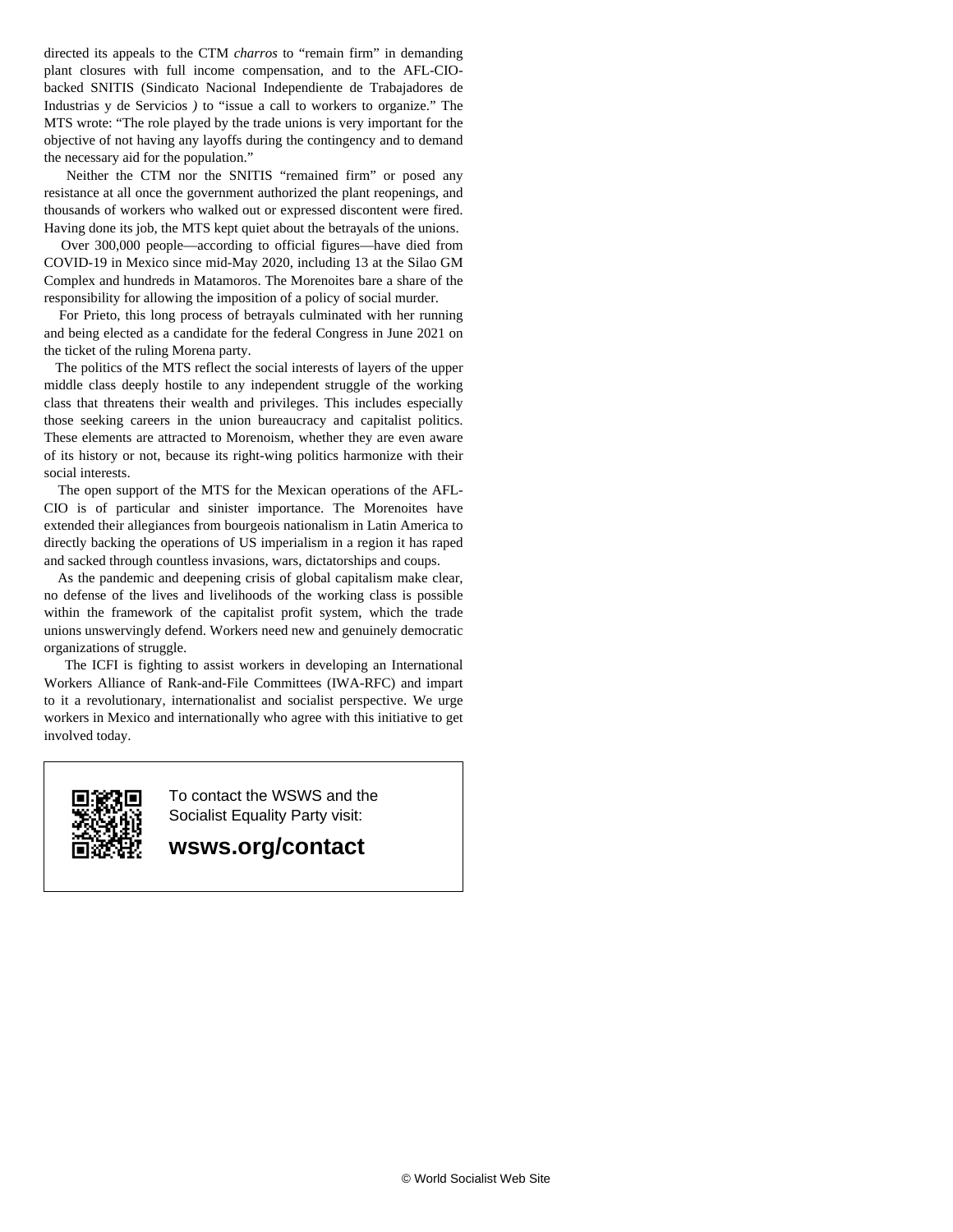directed its appeals to the CTM *charros* to "remain firm" in demanding plant closures with full income compensation, and to the AFL-CIO-backed SNITIS (Sindicato Nacional Independiente de Trabajadores de Industrias y de Servicios ) to "issue a call to workers to organize." The MTS wrote: "The role played by the trade unions is very important for the objective of not having any layoffs during the contingency and to demand the necessary aid for the population."

Neither the CTM nor the SNITIS "remained firm" or posed any resistance at all once the government authorized the plant reopenings, and thousands of workers who walked out or expressed discontent were fired. Having done its job, the MTS kept quiet about the betrayals of the unions.

Over 300,000 people—according to official figures—have died from COVID-19 in Mexico since mid-May 2020, including 13 at the Silao GM Complex and hundreds in Matamoros. The Morenoites bare a share of the responsibility for allowing the imposition of a policy of social murder.

For Prieto, this long process of betrayals culminated with her running and being elected as a candidate for the federal Congress in June 2021 on the ticket of the ruling Morena party.

The politics of the MTS reflect the social interests of layers of the upper middle class deeply hostile to any independent struggle of the working class that threatens their wealth and privileges. This includes especially those seeking careers in the union bureaucracy and capitalist politics. These elements are attracted to Morenoism, whether they are even aware of its history or not, because its right-wing politics harmonize with their social interests.

The open support of the MTS for the Mexican operations of the AFL-CIO is of particular and sinister importance. The Morenoites have extended their allegiances from bourgeois nationalism in Latin America to directly backing the operations of US imperialism in a region it has raped and sacked through countless invasions, wars, dictatorships and coups.

As the pandemic and deepening crisis of global capitalism make clear, no defense of the lives and livelihoods of the working class is possible within the framework of the capitalist profit system, which the trade unions unswervingly defend. Workers need new and genuinely democratic organizations of struggle.

The ICFI is fighting to assist workers in developing an International Workers Alliance of Rank-and-File Committees (IWA-RFC) and impart to it a revolutionary, internationalist and socialist perspective. We urge workers in Mexico and internationally who agree with this initiative to get involved today.

To contact the WSWS and the Socialist Equality Party visit:

**wsws.org/contact**